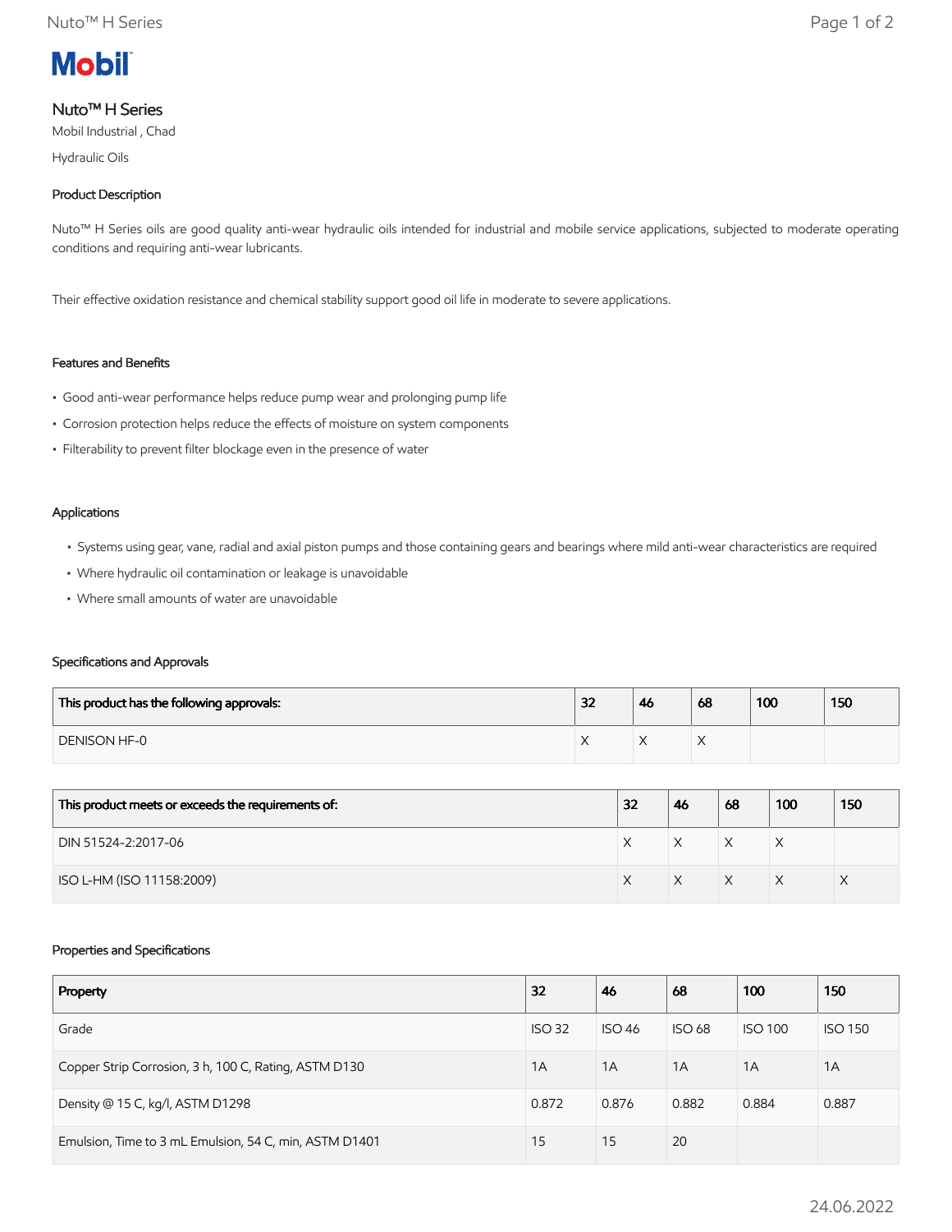# Mobil

## Nuto™ H Series

Mobil Industrial , Chad

Hydraulic Oils

### Product Description

Nuto™ H Series oils are good quality anti-wear hydraulic oils intended for industrial and mobile service applications, subjected to moderate operating conditions and requiring anti-wear lubricants.

Their effective oxidation resistance and chemical stability support good oil life in moderate to severe applications.

### Features and Benefits

- Good anti-wear performance helps reduce pump wear and prolonging pump life
- Corrosion protection helps reduce the effects of moisture on system components
- Filterability to prevent filter blockage even in the presence of water

### Applications

- Systems using gear, vane, radial and axial piston pumps and those containing gears and bearings where mild anti-wear characteristics are required
- Where hydraulic oil contamination or leakage is unavoidable
- Where small amounts of water are unavoidable

### Specifications and Approvals

| This product has the following approvals: | 32 | 46 | 68 | 100 | 150 |
|---|---|---|---|---|---|
| DENISON HF-0 | X | X | X | | |

| This product meets or exceeds the requirements of: | 32 | 46 | 68 | 100 | 150 |
|---|---|---|---|---|---|
| DIN 51524-2:2017-06 | X | X | X | X | |
| ISO L-HM (ISO 11158:2009) | X | X | X | X | X |

### Properties and Specifications

| Property | 32 | 46 | 68 | 100 | 150 |
|---|---|---|---|---|---|
| Grade | ISO 32 | ISO 46 | ISO 68 | ISO 100 | ISO 150 |
| Copper Strip Corrosion, 3 h, 100 C, Rating, ASTM D130 | 1A | 1A | 1A | 1A | 1A |
| Density @ 15 C, kg/l, ASTM D1298 | 0.872 | 0.876 | 0.882 | 0.884 | 0.887 |
| Emulsion, Time to 3 mL Emulsion, 54 C, min, ASTM D1401 | 15 | 15 | 20 | | |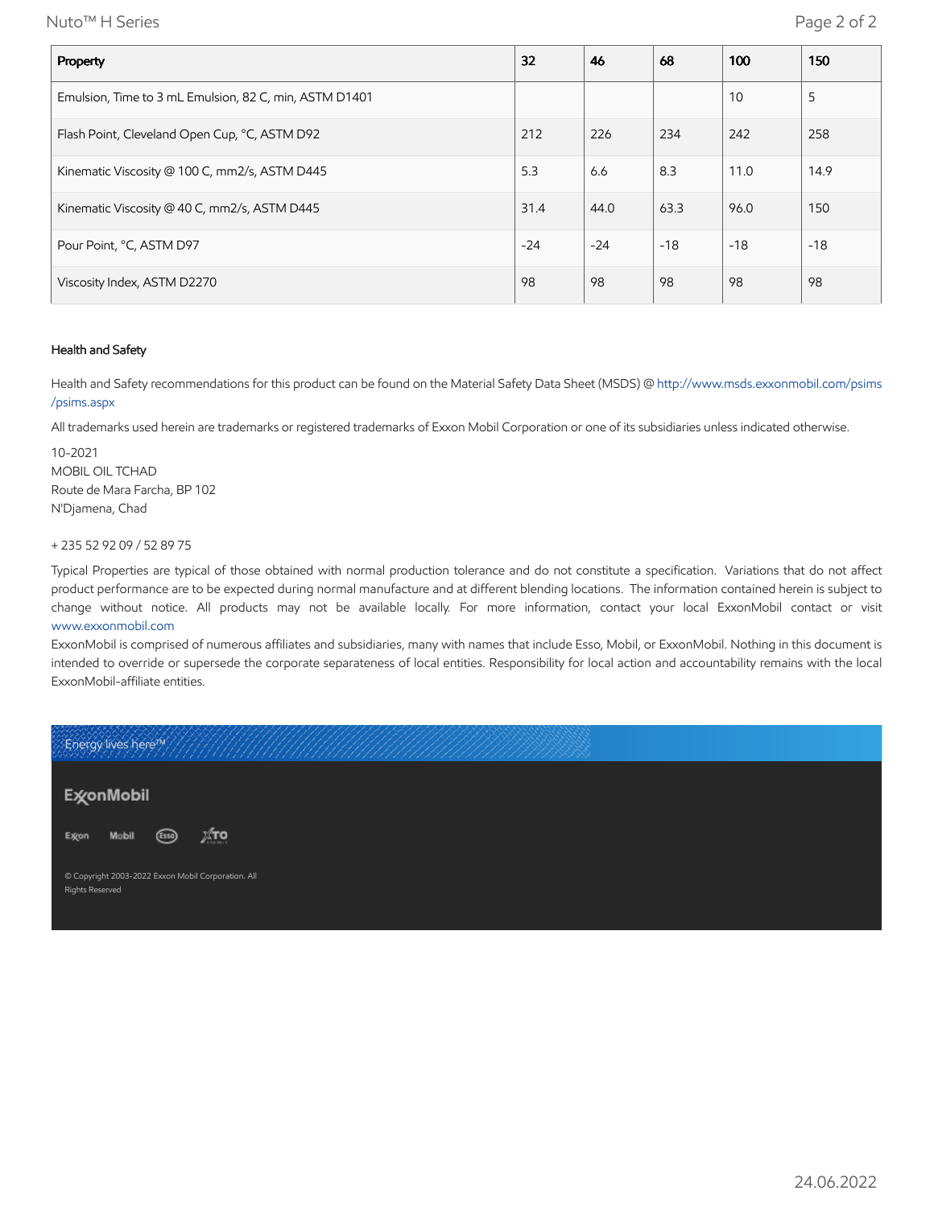| Property | 32 | 46 | 68 | 100 | 150 |
| --- | --- | --- | --- | --- | --- |
| Emulsion, Time to 3 mL Emulsion, 82 C, min, ASTM D1401 | | | | 10 | 5 |
| Flash Point, Cleveland Open Cup, °C, ASTM D92 | 212 | 226 | 234 | 242 | 258 |
| Kinematic Viscosity @ 100 C, mm2/s, ASTM D445 | 5.3 | 6.6 | 8.3 | 11.0 | 14.9 |
| Kinematic Viscosity @ 40 C, mm2/s, ASTM D445 | 31.4 | 44.0 | 63.3 | 96.0 | 150 |
| Pour Point, °C, ASTM D97 | -24 | -24 | -18 | -18 | -18 |
| Viscosity Index, ASTM D2270 | 98 | 98 | 98 | 98 | 98 |

### Health and Safety

Health and Safety recommendations for this product can be found on the Material Safety Data Sheet (MSDS) @ http://www.msds.exxonmobil.com/psims/psims.aspx

All trademarks used herein are trademarks or registered trademarks of Exxon Mobil Corporation or one of its subsidiaries unless indicated otherwise.

10-2021
MOBIL OIL TCHAD
Route de Mara Farcha, BP 102
N'Djamena, Chad

+ 235 52 92 09 / 52 89 75

Typical Properties are typical of those obtained with normal production tolerance and do not constitute a specification. Variations that do not affect product performance are to be expected during normal manufacture and at different blending locations. The information contained herein is subject to change without notice. All products may not be available locally. For more information, contact your local ExxonMobil contact or visit www.exxonmobil.com

ExxonMobil is comprised of numerous affiliates and subsidiaries, many with names that include Esso, Mobil, or ExxonMobil. Nothing in this document is intended to override or supersede the corporate separateness of local entities. Responsibility for local action and accountability remains with the local ExxonMobil-affiliate entities.

Energy lives here™

ExxonMobil

Exxon Mobil Esso XTO

© Copyright 2003-2022 Exxon Mobil Corporation. All Rights Reserved